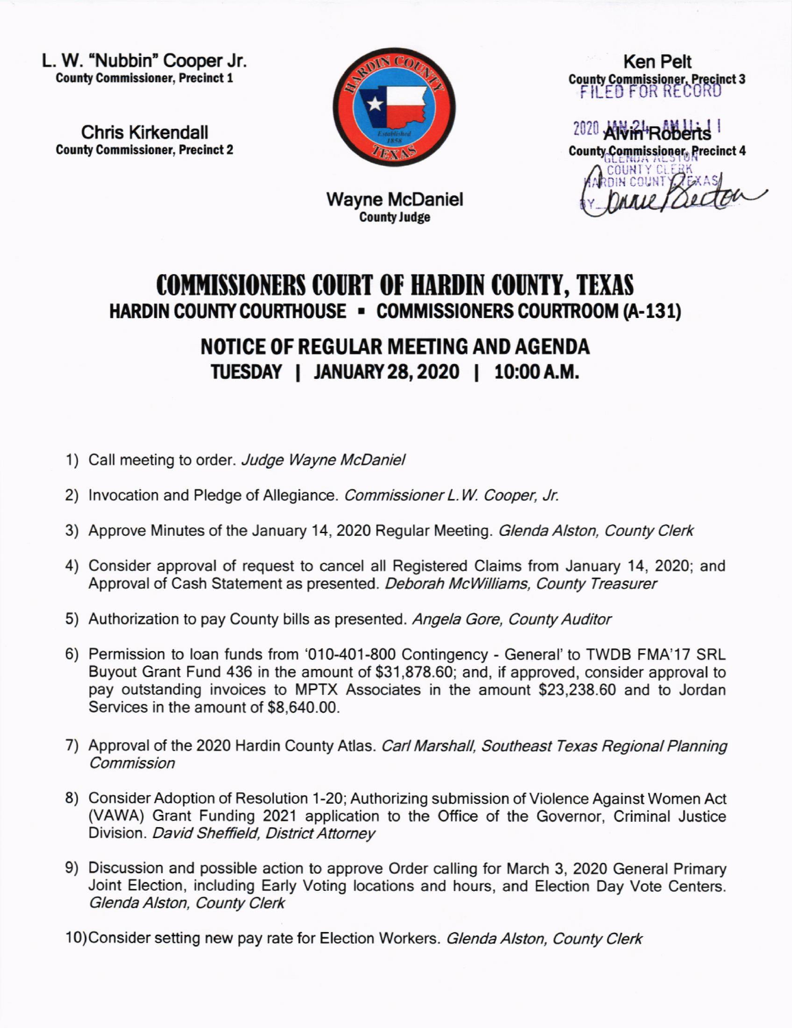L. W. "Nubbin" Cooper Jr.
**County Commissioner, Precinct 1**

Chris Kirkendall
**County Commissioner, Precinct 2**

Wayne McDaniel
**County Judge**

Ken Pelt
**County Commissioner, Precinct 3**

Alvin Roberts
**County Commissioner, Precinct 4**

FILED FOR RECORD
2020 JAN 21 AM 11:11
GLENDA ALSTON
COUNTY CLERK
HARDIN COUNTY TEXAS
BY Connie Becton

# COMMISSIONERS COURT OF HARDIN COUNTY, TEXAS
## HARDIN COUNTY COURTHOUSE ▪ COMMISSIONERS COURTROOM (A-131)

## NOTICE OF REGULAR MEETING AND AGENDA
## TUESDAY | JANUARY 28, 2020 | 10:00 A.M.

1) Call meeting to order. *Judge Wayne McDaniel*

2) Invocation and Pledge of Allegiance. *Commissioner L.W. Cooper, Jr.*

3) Approve Minutes of the January 14, 2020 Regular Meeting. *Glenda Alston, County Clerk*

4) Consider approval of request to cancel all Registered Claims from January 14, 2020; and Approval of Cash Statement as presented. *Deborah McWilliams, County Treasurer*

5) Authorization to pay County bills as presented. *Angela Gore, County Auditor*

6) Permission to loan funds from '010-401-800 Contingency - General' to TWDB FMA'17 SRL Buyout Grant Fund 436 in the amount of $31,878.60; and, if approved, consider approval to pay outstanding invoices to MPTX Associates in the amount $23,238.60 and to Jordan Services in the amount of $8,640.00.

7) Approval of the 2020 Hardin County Atlas. *Carl Marshall, Southeast Texas Regional Planning Commission*

8) Consider Adoption of Resolution 1-20; Authorizing submission of Violence Against Women Act (VAWA) Grant Funding 2021 application to the Office of the Governor, Criminal Justice Division. *David Sheffield, District Attorney*

9) Discussion and possible action to approve Order calling for March 3, 2020 General Primary Joint Election, including Early Voting locations and hours, and Election Day Vote Centers. *Glenda Alston, County Clerk*

10) Consider setting new pay rate for Election Workers. *Glenda Alston, County Clerk*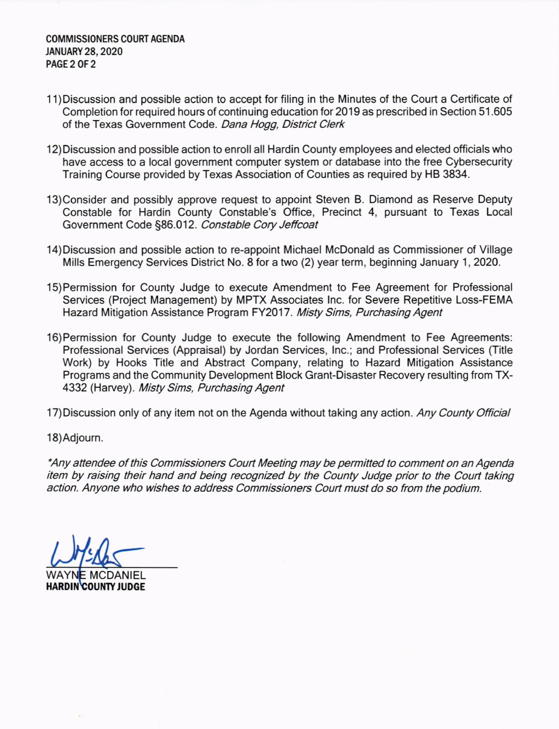11) Discussion and possible action to accept for filing in the Minutes of the Court a Certificate of Completion for required hours of continuing education for 2019 as prescribed in Section 51.605 of the Texas Government Code. *Dana Hogg, District Clerk*

12) Discussion and possible action to enroll all Hardin County employees and elected officials who have access to a local government computer system or database into the free Cybersecurity Training Course provided by Texas Association of Counties as required by HB 3834.

13) Consider and possibly approve request to appoint Steven B. Diamond as Reserve Deputy Constable for Hardin County Constable's Office, Precinct 4, pursuant to Texas Local Government Code §86.012. *Constable Cory Jeffcoat*

14) Discussion and possible action to re-appoint Michael McDonald as Commissioner of Village Mills Emergency Services District No. 8 for a two (2) year term, beginning January 1, 2020.

15) Permission for County Judge to execute Amendment to Fee Agreement for Professional Services (Project Management) by MPTX Associates Inc. for Severe Repetitive Loss-FEMA Hazard Mitigation Assistance Program FY2017. *Misty Sims, Purchasing Agent*

16) Permission for County Judge to execute the following Amendment to Fee Agreements: Professional Services (Appraisal) by Jordan Services, Inc.; and Professional Services (Title Work) by Hooks Title and Abstract Company, relating to Hazard Mitigation Assistance Programs and the Community Development Block Grant-Disaster Recovery resulting from TX-4332 (Harvey). *Misty Sims, Purchasing Agent*

17) Discussion only of any item not on the Agenda without taking any action. *Any County Official*

18) Adjourn.

*\*Any attendee of this Commissioners Court Meeting may be permitted to comment on an Agenda item by raising their hand and being recognized by the County Judge prior to the Court taking action. Anyone who wishes to address Commissioners Court must do so from the podium.*

WAYNE MCDANIEL
**HARDIN COUNTY JUDGE**